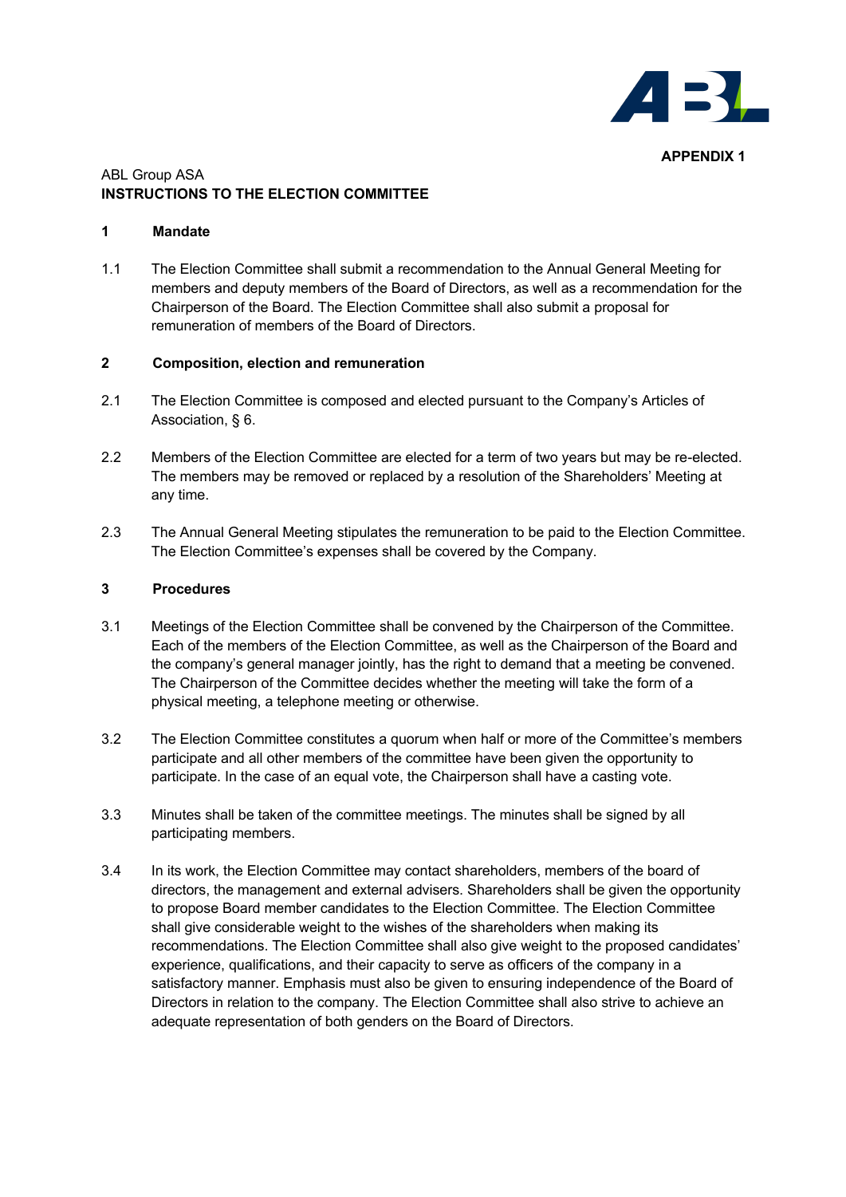**APPENDIX 1**

ABL Group ASA

# INSTRUCTIONS TO THE ELECTION COMMITTEE

## 1 Mandate

1.1 The Election Committee shall submit a recommendation to the Annual General Meeting for members and deputy members of the Board of Directors, as well as a recommendation for the Chairperson of the Board. The Election Committee shall also submit a proposal for remuneration of members of the Board of Directors.

## 2 Composition, election and remuneration

2.1 The Election Committee is composed and elected pursuant to the Company's Articles of Association, § 6.

2.2 Members of the Election Committee are elected for a term of two years but may be re-elected. The members may be removed or replaced by a resolution of the Shareholders' Meeting at any time.

2.3 The Annual General Meeting stipulates the remuneration to be paid to the Election Committee. The Election Committee's expenses shall be covered by the Company.

## 3 Procedures

3.1 Meetings of the Election Committee shall be convened by the Chairperson of the Committee. Each of the members of the Election Committee, as well as the Chairperson of the Board and the company's general manager jointly, has the right to demand that a meeting be convened. The Chairperson of the Committee decides whether the meeting will take the form of a physical meeting, a telephone meeting or otherwise.

3.2 The Election Committee constitutes a quorum when half or more of the Committee's members participate and all other members of the committee have been given the opportunity to participate. In the case of an equal vote, the Chairperson shall have a casting vote.

3.3 Minutes shall be taken of the committee meetings. The minutes shall be signed by all participating members.

3.4 In its work, the Election Committee may contact shareholders, members of the board of directors, the management and external advisers. Shareholders shall be given the opportunity to propose Board member candidates to the Election Committee. The Election Committee shall give considerable weight to the wishes of the shareholders when making its recommendations. The Election Committee shall also give weight to the proposed candidates' experience, qualifications, and their capacity to serve as officers of the company in a satisfactory manner. Emphasis must also be given to ensuring independence of the Board of Directors in relation to the company. The Election Committee shall also strive to achieve an adequate representation of both genders on the Board of Directors.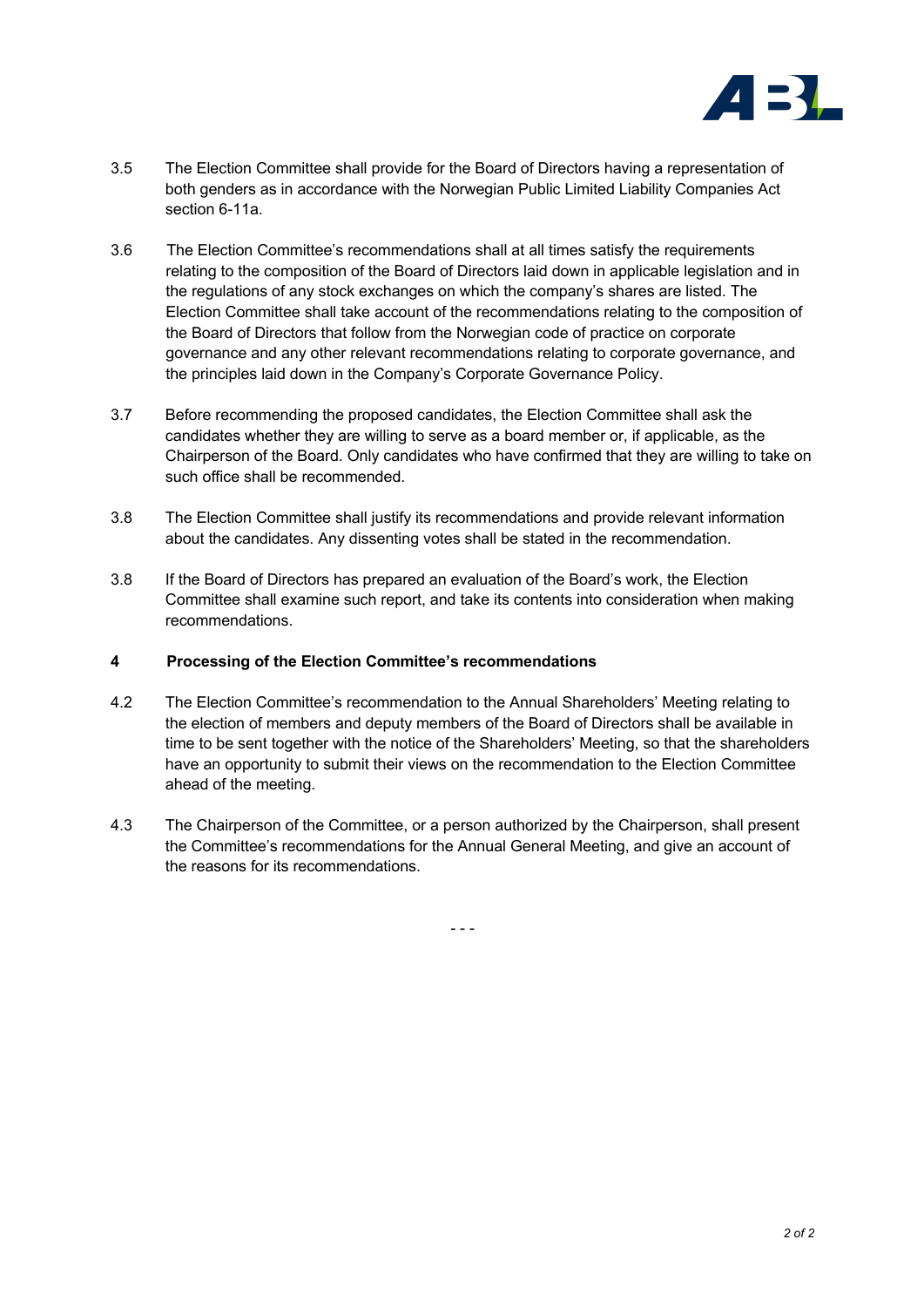3.5 The Election Committee shall provide for the Board of Directors having a representation of both genders as in accordance with the Norwegian Public Limited Liability Companies Act section 6-11a.

3.6 The Election Committee's recommendations shall at all times satisfy the requirements relating to the composition of the Board of Directors laid down in applicable legislation and in the regulations of any stock exchanges on which the company's shares are listed. The Election Committee shall take account of the recommendations relating to the composition of the Board of Directors that follow from the Norwegian code of practice on corporate governance and any other relevant recommendations relating to corporate governance, and the principles laid down in the Company's Corporate Governance Policy.

3.7 Before recommending the proposed candidates, the Election Committee shall ask the candidates whether they are willing to serve as a board member or, if applicable, as the Chairperson of the Board. Only candidates who have confirmed that they are willing to take on such office shall be recommended.

3.8 The Election Committee shall justify its recommendations and provide relevant information about the candidates. Any dissenting votes shall be stated in the recommendation.

3.8 If the Board of Directors has prepared an evaluation of the Board's work, the Election Committee shall examine such report, and take its contents into consideration when making recommendations.

## 4 Processing of the Election Committee's recommendations

4.2 The Election Committee's recommendation to the Annual Shareholders' Meeting relating to the election of members and deputy members of the Board of Directors shall be available in time to be sent together with the notice of the Shareholders' Meeting, so that the shareholders have an opportunity to submit their views on the recommendation to the Election Committee ahead of the meeting.

4.3 The Chairperson of the Committee, or a person authorized by the Chairperson, shall present the Committee's recommendations for the Annual General Meeting, and give an account of the reasons for its recommendations.

- - -